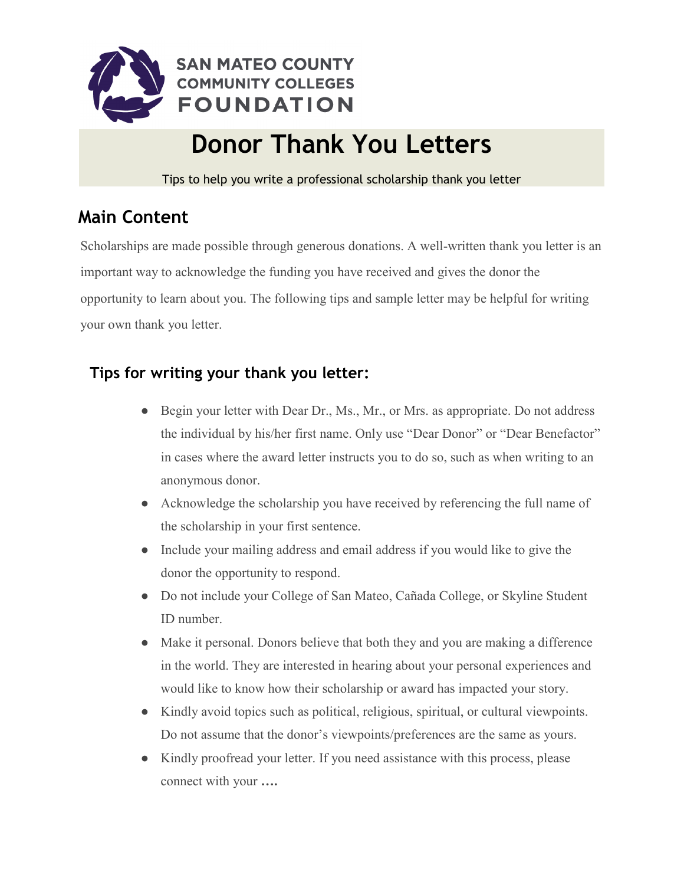SAN MATEO COUNTY COMMUNITY COLLEGES FOUNDATION

# Donor Thank You Letters

Tips to help you write a professional scholarship thank you letter

## Main Content

Scholarships are made possible through generous donations. A well-written thank you letter is an important way to acknowledge the funding you have received and gives the donor the opportunity to learn about you. The following tips and sample letter may be helpful for writing your own thank you letter.

### Tips for writing your thank you letter:

- Begin your letter with Dear Dr., Ms., Mr., or Mrs. as appropriate. Do not address the individual by his/her first name. Only use "Dear Donor" or "Dear Benefactor" in cases where the award letter instructs you to do so, such as when writing to an anonymous donor.
- Acknowledge the scholarship you have received by referencing the full name of the scholarship in your first sentence.
- Include your mailing address and email address if you would like to give the donor the opportunity to respond.
- Do not include your College of San Mateo, Cañada College, or Skyline Student ID number.
- Make it personal. Donors believe that both they and you are making a difference in the world. They are interested in hearing about your personal experiences and would like to know how their scholarship or award has impacted your story.
- Kindly avoid topics such as political, religious, spiritual, or cultural viewpoints. Do not assume that the donor's viewpoints/preferences are the same as yours.
- Kindly proofread your letter. If you need assistance with this process, please connect with your **....**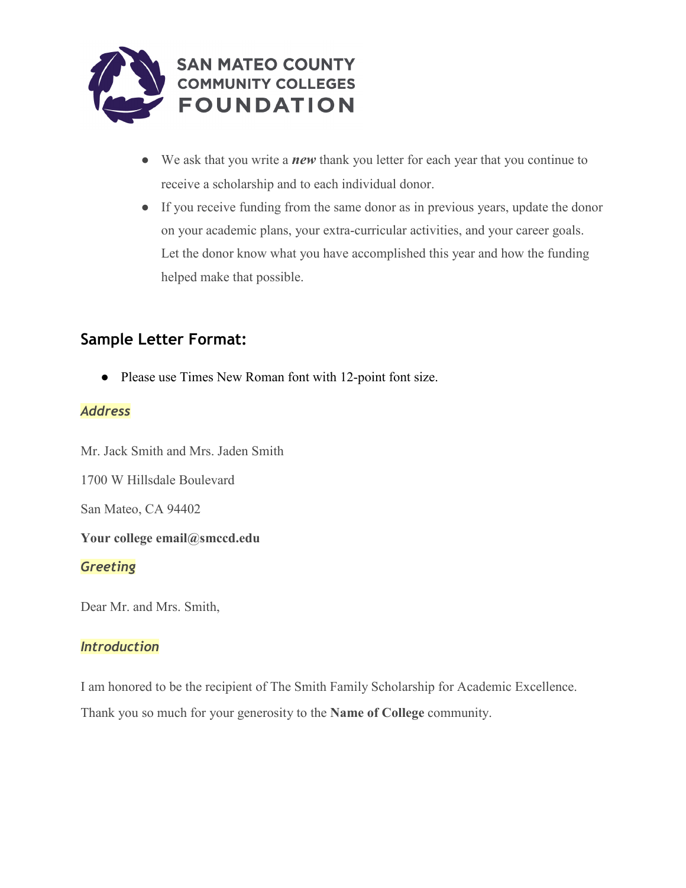- We ask that you write a ***new*** thank you letter for each year that you continue to receive a scholarship and to each individual donor.
- If you receive funding from the same donor as in previous years, update the donor on your academic plans, your extra-curricular activities, and your career goals. Let the donor know what you have accomplished this year and how the funding helped make that possible.

## Sample Letter Format:

- Please use Times New Roman font with 12-point font size.

***Address***

Mr. Jack Smith and Mrs. Jaden Smith

1700 W Hillsdale Boulevard

San Mateo, CA 94402

**Your college email@smccd.edu**

***Greeting***

Dear Mr. and Mrs. Smith,

***Introduction***

I am honored to be the recipient of The Smith Family Scholarship for Academic Excellence. Thank you so much for your generosity to the **Name of College** community.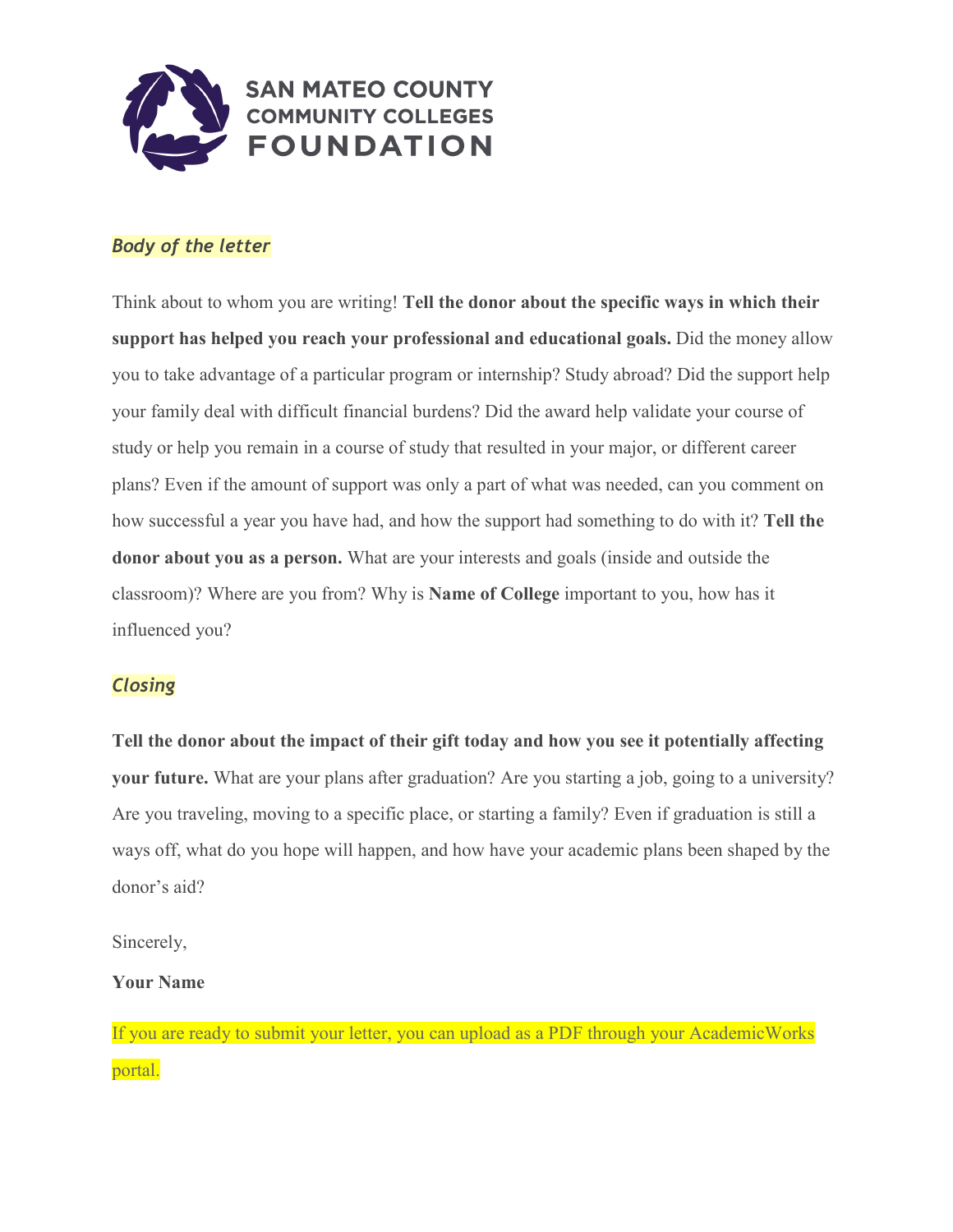SAN MATEO COUNTY COMMUNITY COLLEGES FOUNDATION

***Body of the letter***

Think about to whom you are writing! **Tell the donor about the specific ways in which their support has helped you reach your professional and educational goals.** Did the money allow you to take advantage of a particular program or internship? Study abroad? Did the support help your family deal with difficult financial burdens? Did the award help validate your course of study or help you remain in a course of study that resulted in your major, or different career plans? Even if the amount of support was only a part of what was needed, can you comment on how successful a year you have had, and how the support had something to do with it? **Tell the donor about you as a person.** What are your interests and goals (inside and outside the classroom)? Where are you from? Why is **Name of College** important to you, how has it influenced you?

***Closing***

**Tell the donor about the impact of their gift today and how you see it potentially affecting your future.** What are your plans after graduation? Are you starting a job, going to a university? Are you traveling, moving to a specific place, or starting a family? Even if graduation is still a ways off, what do you hope will happen, and how have your academic plans been shaped by the donor's aid?

Sincerely,

**Your Name**

If you are ready to submit your letter, you can upload as a PDF through your AcademicWorks portal.